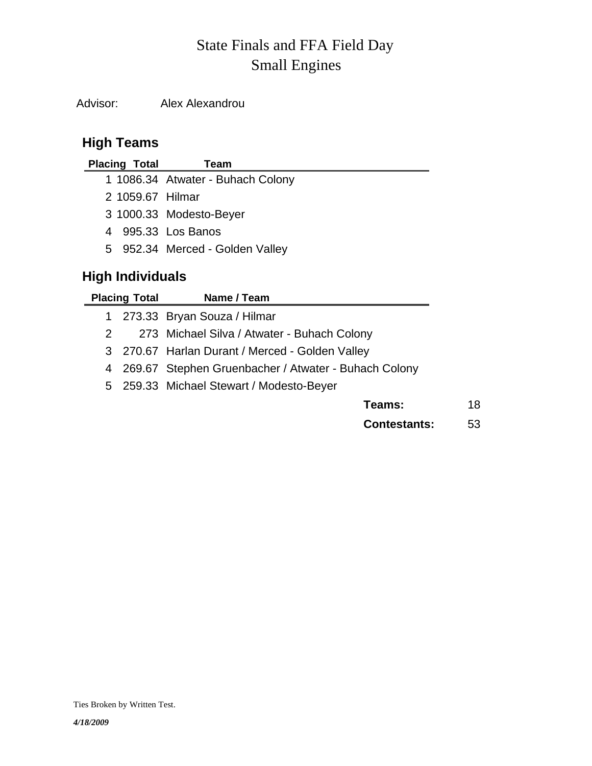# State Finals and FFA Field Day
# Small Engines

Advisor: Alex Alexandrou

## High Teams

| Placing | Total | Team |
|---|---|---|
| 1 | 1086.34 | Atwater - Buhach Colony |
| 2 | 1059.67 | Hilmar |
| 3 | 1000.33 | Modesto-Beyer |
| 4 | 995.33 | Los Banos |
| 5 | 952.34 | Merced - Golden Valley |

## High Individuals

| Placing | Total | Name / Team |
|---|---|---|
| 1 | 273.33 | Bryan Souza / Hilmar |
| 2 | 273 | Michael Silva / Atwater - Buhach Colony |
| 3 | 270.67 | Harlan Durant / Merced - Golden Valley |
| 4 | 269.67 | Stephen Gruenbacher / Atwater - Buhach Colony |
| 5 | 259.33 | Michael Stewart / Modesto-Beyer |

**Teams:** 18

**Contestants:** 53

Ties Broken by Written Test.

***4/18/2009***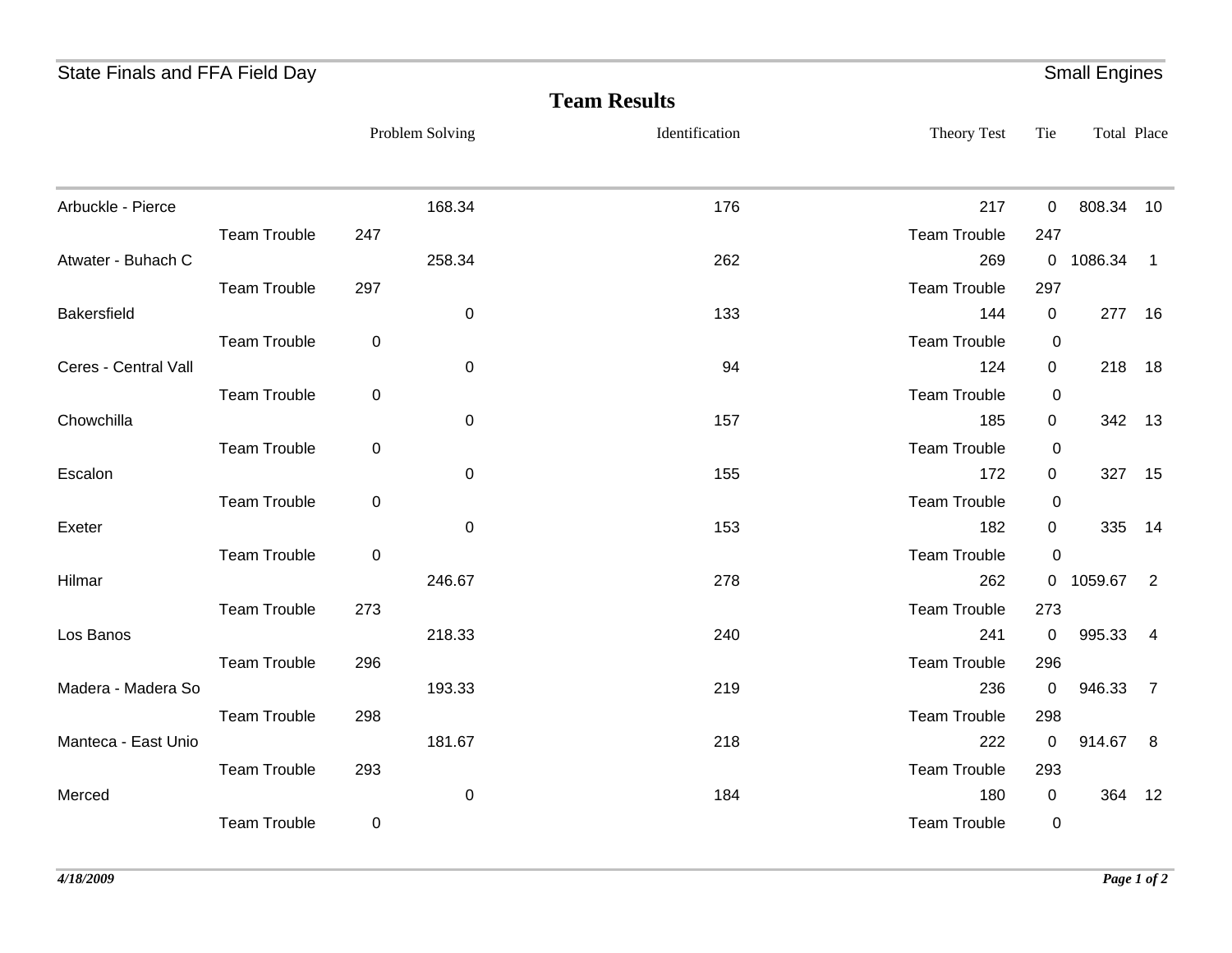## Team Results

| | | | Problem Solving | Identification | Theory Test | Tie | Total | Place |
|---|---|---|---|---|---|---|---|---|
| Arbuckle - Pierce | | | 168.34 | 176 | 217 | 0 | 808.34 | 10 |
| | Team Trouble | 247 | | | Team Trouble | 247 | | |
| Atwater - Buhach C | | | 258.34 | 262 | 269 | 0 | 1086.34 | 1 |
| | Team Trouble | 297 | | | Team Trouble | 297 | | |
| Bakersfield | | | 0 | 133 | 144 | 0 | 277 | 16 |
| | Team Trouble | 0 | | | Team Trouble | 0 | | |
| Ceres - Central Vall | | | 0 | 94 | 124 | 0 | 218 | 18 |
| | Team Trouble | 0 | | | Team Trouble | 0 | | |
| Chowchilla | | | 0 | 157 | 185 | 0 | 342 | 13 |
| | Team Trouble | 0 | | | Team Trouble | 0 | | |
| Escalon | | | 0 | 155 | 172 | 0 | 327 | 15 |
| | Team Trouble | 0 | | | Team Trouble | 0 | | |
| Exeter | | | 0 | 153 | 182 | 0 | 335 | 14 |
| | Team Trouble | 0 | | | Team Trouble | 0 | | |
| Hilmar | | | 246.67 | 278 | 262 | 0 | 1059.67 | 2 |
| | Team Trouble | 273 | | | Team Trouble | 273 | | |
| Los Banos | | | 218.33 | 240 | 241 | 0 | 995.33 | 4 |
| | Team Trouble | 296 | | | Team Trouble | 296 | | |
| Madera - Madera So | | | 193.33 | 219 | 236 | 0 | 946.33 | 7 |
| | Team Trouble | 298 | | | Team Trouble | 298 | | |
| Manteca - East Unio | | | 181.67 | 218 | 222 | 0 | 914.67 | 8 |
| | Team Trouble | 293 | | | Team Trouble | 293 | | |
| Merced | | | 0 | 184 | 180 | 0 | 364 | 12 |
| | Team Trouble | 0 | | | Team Trouble | 0 | | |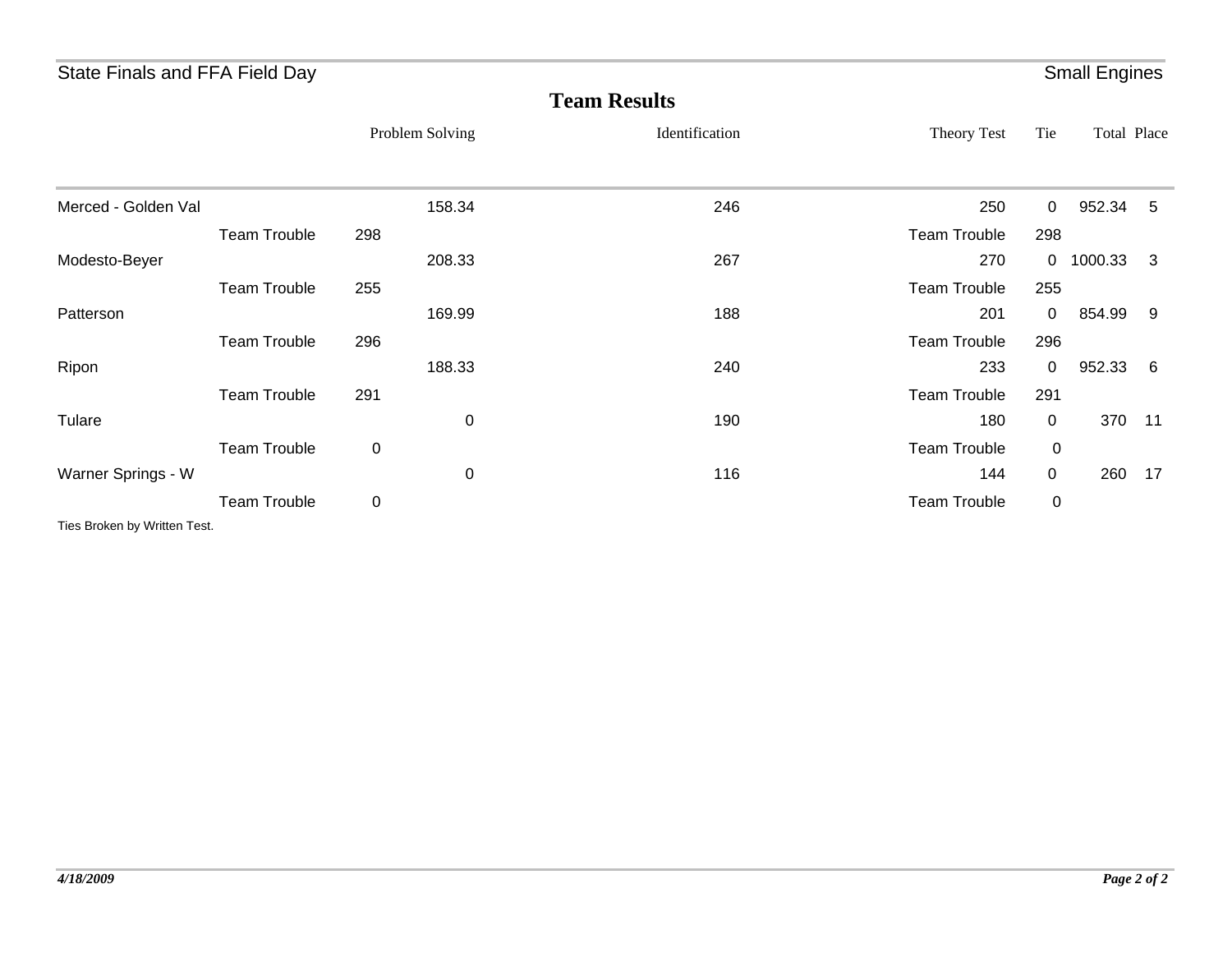State Finals and FFA Field Day — Small Engines

## Team Results

| | | | Problem Solving | Identification | | Theory Test | Tie | Total | Place |
|---|---|---|---|---|---|---|---|---|---|
| Merced - Golden Val | | | 158.34 | 246 | | 250 | 0 | 952.34 | 5 |
| | Team Trouble | 298 | | | Team Trouble | 298 | | | |
| Modesto-Beyer | | | 208.33 | 267 | | 270 | 0 | 1000.33 | 3 |
| | Team Trouble | 255 | | | Team Trouble | 255 | | | |
| Patterson | | | 169.99 | 188 | | 201 | 0 | 854.99 | 9 |
| | Team Trouble | 296 | | | Team Trouble | 296 | | | |
| Ripon | | | 188.33 | 240 | | 233 | 0 | 952.33 | 6 |
| | Team Trouble | 291 | | | Team Trouble | 291 | | | |
| Tulare | | | 0 | 190 | | 180 | 0 | 370 | 11 |
| | Team Trouble | 0 | | | Team Trouble | 0 | | | |
| Warner Springs - W | | | 0 | 116 | | 144 | 0 | 260 | 17 |
| | Team Trouble | 0 | | | Team Trouble | 0 | | | |

Ties Broken by Written Test.

*4/18/2009*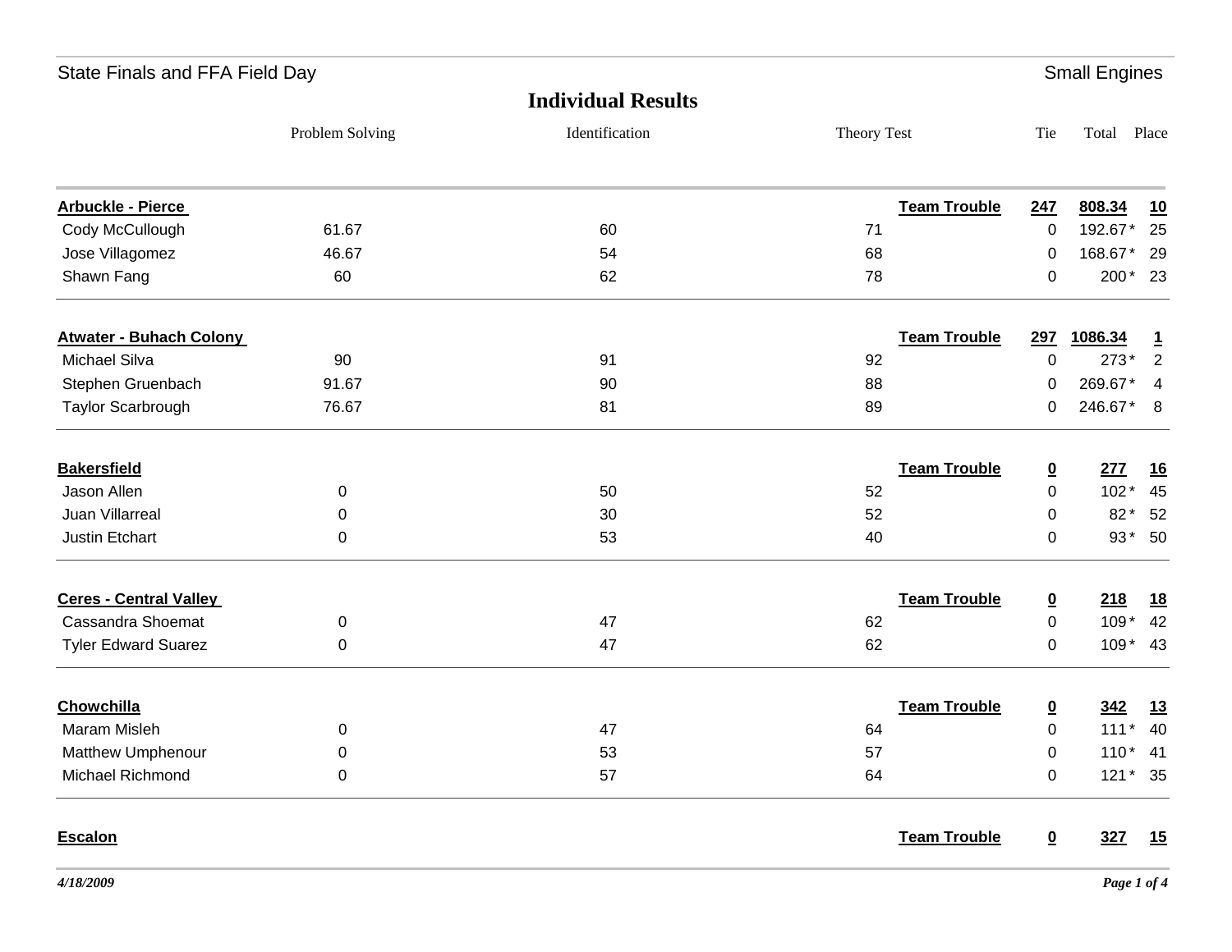State Finals and FFA Field Day — Small Engines

## Individual Results

| | Problem Solving | Identification | Theory Test | | Tie | Total | Place |
|---|---|---|---|---|---|---|---|
| **Arbuckle - Pierce** | | | | **Team Trouble** | **247** | **808.34** | **10** |
| Cody McCullough | 61.67 | 60 | 71 | | 0 | 192.67* | 25 |
| Jose Villagomez | 46.67 | 54 | 68 | | 0 | 168.67* | 29 |
| Shawn Fang | 60 | 62 | 78 | | 0 | 200* | 23 |
| **Atwater - Buhach Colony** | | | | **Team Trouble** | **297** | **1086.34** | **1** |
| Michael Silva | 90 | 91 | 92 | | 0 | 273* | 2 |
| Stephen Gruenbach | 91.67 | 90 | 88 | | 0 | 269.67* | 4 |
| Taylor Scarbrough | 76.67 | 81 | 89 | | 0 | 246.67* | 8 |
| **Bakersfield** | | | | **Team Trouble** | **0** | **277** | **16** |
| Jason Allen | 0 | 50 | 52 | | 0 | 102* | 45 |
| Juan Villarreal | 0 | 30 | 52 | | 0 | 82* | 52 |
| Justin Etchart | 0 | 53 | 40 | | 0 | 93* | 50 |
| **Ceres - Central Valley** | | | | **Team Trouble** | **0** | **218** | **18** |
| Cassandra Shoemat | 0 | 47 | 62 | | 0 | 109* | 42 |
| Tyler Edward Suarez | 0 | 47 | 62 | | 0 | 109* | 43 |
| **Chowchilla** | | | | **Team Trouble** | **0** | **342** | **13** |
| Maram Misleh | 0 | 47 | 64 | | 0 | 111* | 40 |
| Matthew Umphenour | 0 | 53 | 57 | | 0 | 110* | 41 |
| Michael Richmond | 0 | 57 | 64 | | 0 | 121* | 35 |
| **Escalon** | | | | **Team Trouble** | **0** | **327** | **15** |

*4/18/2009*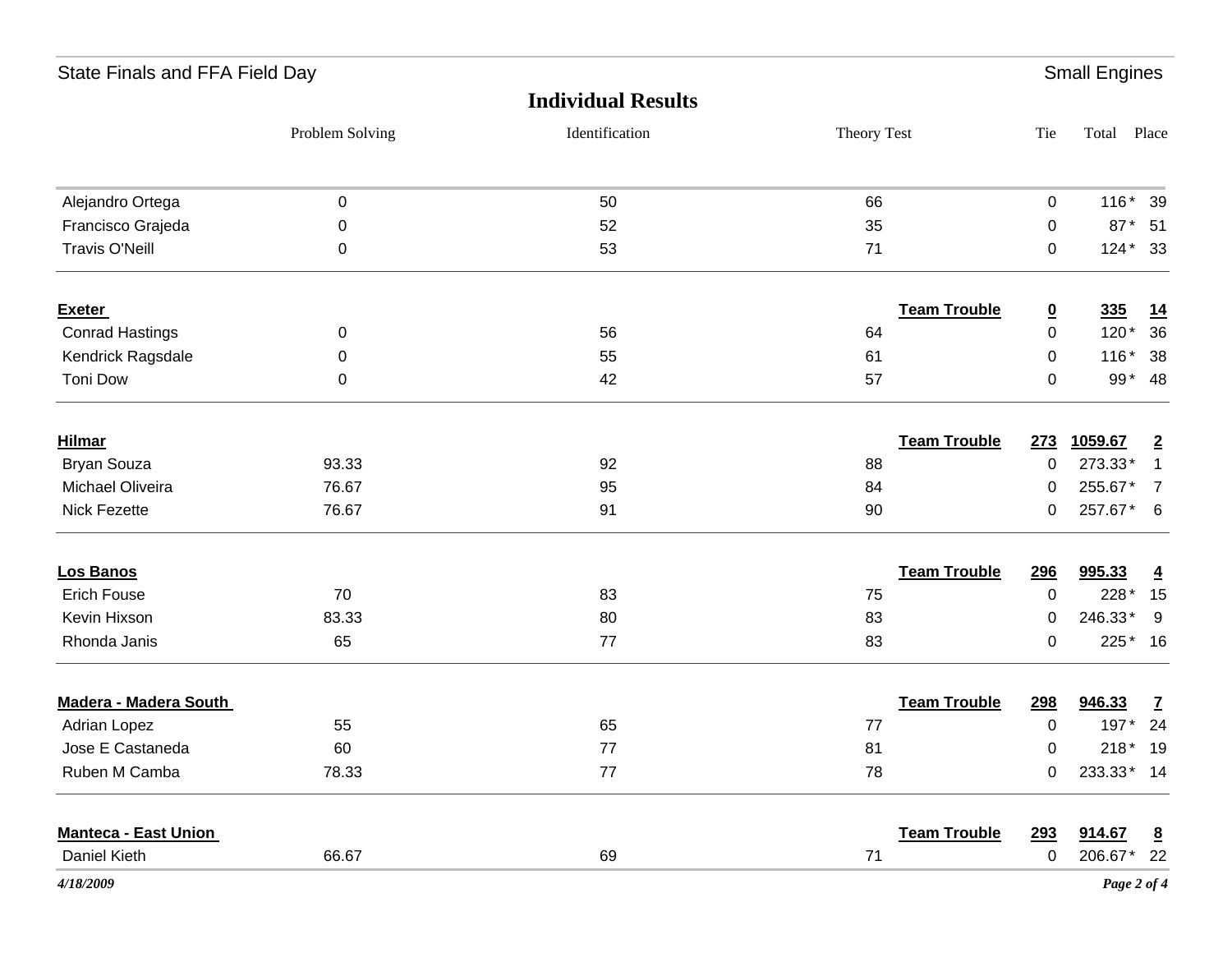## Individual Results

| | Problem Solving | Identification | Theory Test | | Tie | Total | Place |
|---|---|---|---|---|---|---|---|
| Alejandro Ortega | 0 | 50 | 66 | | 0 | 116 * | 39 |
| Francisco Grajeda | 0 | 52 | 35 | | 0 | 87 * | 51 |
| Travis O'Neill | 0 | 53 | 71 | | 0 | 124 * | 33 |
| **Exeter** | | | | **Team Trouble** | **0** | **335** | **14** |
| Conrad Hastings | 0 | 56 | 64 | | 0 | 120 * | 36 |
| Kendrick Ragsdale | 0 | 55 | 61 | | 0 | 116 * | 38 |
| Toni Dow | 0 | 42 | 57 | | 0 | 99 * | 48 |
| **Hilmar** | | | | **Team Trouble** | **273** | **1059.67** | **2** |
| Bryan Souza | 93.33 | 92 | 88 | | 0 | 273.33 * | 1 |
| Michael Oliveira | 76.67 | 95 | 84 | | 0 | 255.67 * | 7 |
| Nick Fezette | 76.67 | 91 | 90 | | 0 | 257.67 * | 6 |
| **Los Banos** | | | | **Team Trouble** | **296** | **995.33** | **4** |
| Erich Fouse | 70 | 83 | 75 | | 0 | 228 * | 15 |
| Kevin Hixson | 83.33 | 80 | 83 | | 0 | 246.33 * | 9 |
| Rhonda Janis | 65 | 77 | 83 | | 0 | 225 * | 16 |
| **Madera - Madera South** | | | | **Team Trouble** | **298** | **946.33** | **7** |
| Adrian Lopez | 55 | 65 | 77 | | 0 | 197 * | 24 |
| Jose E Castaneda | 60 | 77 | 81 | | 0 | 218 * | 19 |
| Ruben M Camba | 78.33 | 77 | 78 | | 0 | 233.33 * | 14 |
| **Manteca - East Union** | | | | **Team Trouble** | **293** | **914.67** | **8** |
| Daniel Kieth | 66.67 | 69 | 71 | | 0 | 206.67 * | 22 |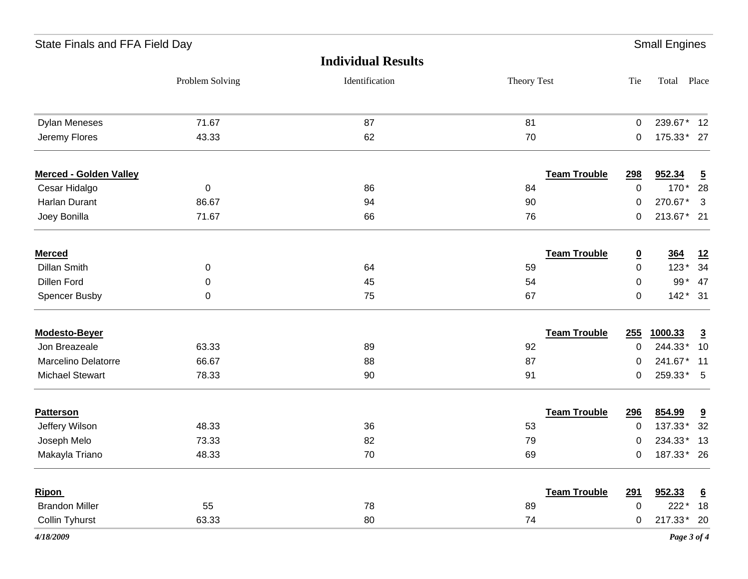State Finals and FFA Field Day — Small Engines

## Individual Results

| | Problem Solving | Identification | Theory Test | | Tie | Total | Place |
|---|---|---|---|---|---|---|---|
| Dylan Meneses | 71.67 | 87 | 81 | | 0 | 239.67* | 12 |
| Jeremy Flores | 43.33 | 62 | 70 | | 0 | 175.33* | 27 |
| **Merced - Golden Valley** | | | | **Team Trouble** | **298** | **952.34** | **5** |
| Cesar Hidalgo | 0 | 86 | 84 | | 0 | 170* | 28 |
| Harlan Durant | 86.67 | 94 | 90 | | 0 | 270.67* | 3 |
| Joey Bonilla | 71.67 | 66 | 76 | | 0 | 213.67* | 21 |
| **Merced** | | | | **Team Trouble** | **0** | **364** | **12** |
| Dillan Smith | 0 | 64 | 59 | | 0 | 123* | 34 |
| Dillen Ford | 0 | 45 | 54 | | 0 | 99* | 47 |
| Spencer Busby | 0 | 75 | 67 | | 0 | 142* | 31 |
| **Modesto-Beyer** | | | | **Team Trouble** | **255** | **1000.33** | **3** |
| Jon Breazeale | 63.33 | 89 | 92 | | 0 | 244.33* | 10 |
| Marcelino Delatorre | 66.67 | 88 | 87 | | 0 | 241.67* | 11 |
| Michael Stewart | 78.33 | 90 | 91 | | 0 | 259.33* | 5 |
| **Patterson** | | | | **Team Trouble** | **296** | **854.99** | **9** |
| Jeffery Wilson | 48.33 | 36 | 53 | | 0 | 137.33* | 32 |
| Joseph Melo | 73.33 | 82 | 79 | | 0 | 234.33* | 13 |
| Makayla Triano | 48.33 | 70 | 69 | | 0 | 187.33* | 26 |
| **Ripon** | | | | **Team Trouble** | **291** | **952.33** | **6** |
| Brandon Miller | 55 | 78 | 89 | | 0 | 222* | 18 |
| Collin Tyhurst | 63.33 | 80 | 74 | | 0 | 217.33* | 20 |

*4/18/2009*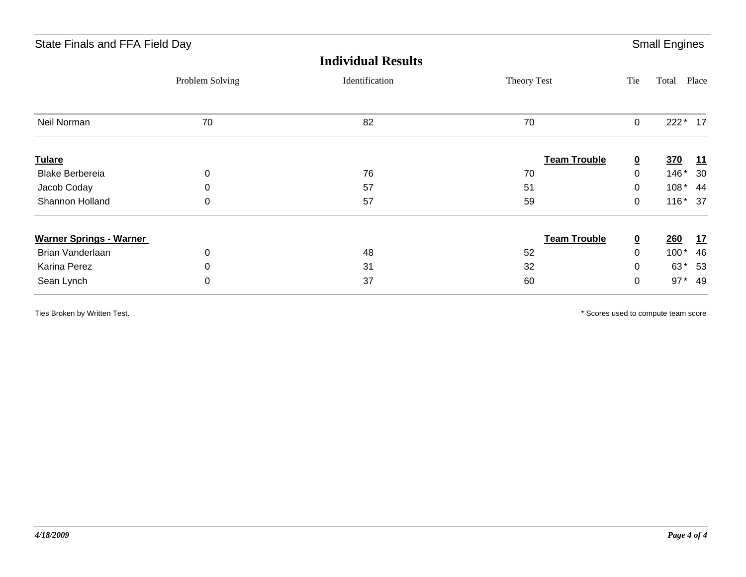## Individual Results

| | Problem Solving | Identification | Theory Test | | Tie | Total | Place |
|---|---|---|---|---|---|---|---|
| Neil Norman | 70 | 82 | 70 | | 0 | 222 * | 17 |
| **Tulare** | | | | **Team Trouble** | **0** | **370** | **11** |
| Blake Berbereia | 0 | 76 | 70 | | 0 | 146 * | 30 |
| Jacob Coday | 0 | 57 | 51 | | 0 | 108 * | 44 |
| Shannon Holland | 0 | 57 | 59 | | 0 | 116 * | 37 |
| **Warner Springs - Warner** | | | | **Team Trouble** | **0** | **260** | **17** |
| Brian Vanderlaan | 0 | 48 | 52 | | 0 | 100 * | 46 |
| Karina Perez | 0 | 31 | 32 | | 0 | 63 * | 53 |
| Sean Lynch | 0 | 37 | 60 | | 0 | 97 * | 49 |

Ties Broken by Written Test.

* Scores used to compute team score